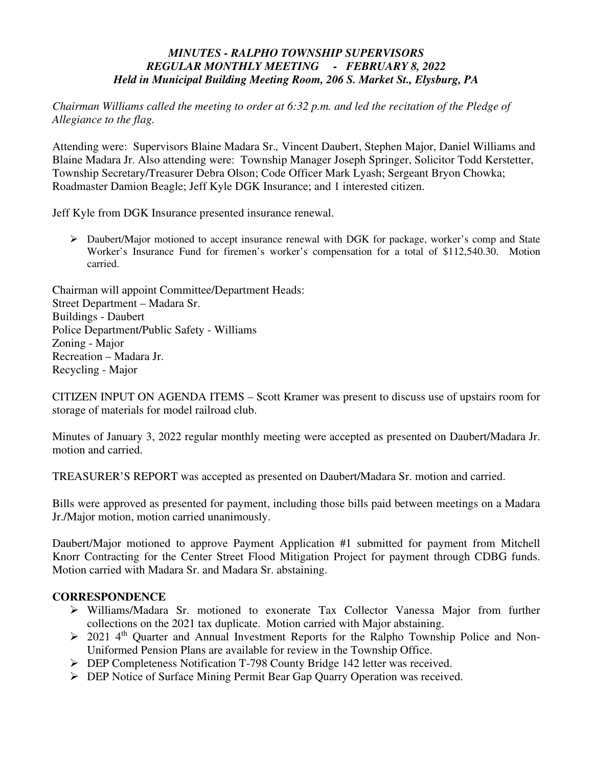***MINUTES - RALPHO TOWNSHIP SUPERVISORS***
***REGULAR MONTHLY MEETING - FEBRUARY 8, 2022***
***Held in Municipal Building Meeting Room, 206 S. Market St., Elysburg, PA***

*Chairman Williams called the meeting to order at 6:32 p.m. and led the recitation of the Pledge of Allegiance to the flag.*

Attending were: Supervisors Blaine Madara Sr., Vincent Daubert, Stephen Major, Daniel Williams and Blaine Madara Jr. Also attending were: Township Manager Joseph Springer, Solicitor Todd Kerstetter, Township Secretary/Treasurer Debra Olson; Code Officer Mark Lyash; Sergeant Bryon Chowka; Roadmaster Damion Beagle; Jeff Kyle DGK Insurance; and 1 interested citizen.

Jeff Kyle from DGK Insurance presented insurance renewal.

- Daubert/Major motioned to accept insurance renewal with DGK for package, worker's comp and State Worker's Insurance Fund for firemen's worker's compensation for a total of $112,540.30. Motion carried.

Chairman will appoint Committee/Department Heads:
Street Department – Madara Sr.
Buildings - Daubert
Police Department/Public Safety - Williams
Zoning - Major
Recreation – Madara Jr.
Recycling - Major

CITIZEN INPUT ON AGENDA ITEMS – Scott Kramer was present to discuss use of upstairs room for storage of materials for model railroad club.

Minutes of January 3, 2022 regular monthly meeting were accepted as presented on Daubert/Madara Jr. motion and carried.

TREASURER'S REPORT was accepted as presented on Daubert/Madara Sr. motion and carried.

Bills were approved as presented for payment, including those bills paid between meetings on a Madara Jr./Major motion, motion carried unanimously.

Daubert/Major motioned to approve Payment Application #1 submitted for payment from Mitchell Knorr Contracting for the Center Street Flood Mitigation Project for payment through CDBG funds. Motion carried with Madara Sr. and Madara Sr. abstaining.

## CORRESPONDENCE

- Williams/Madara Sr. motioned to exonerate Tax Collector Vanessa Major from further collections on the 2021 tax duplicate. Motion carried with Major abstaining.
- 2021 4th Quarter and Annual Investment Reports for the Ralpho Township Police and Non-Uniformed Pension Plans are available for review in the Township Office.
- DEP Completeness Notification T-798 County Bridge 142 letter was received.
- DEP Notice of Surface Mining Permit Bear Gap Quarry Operation was received.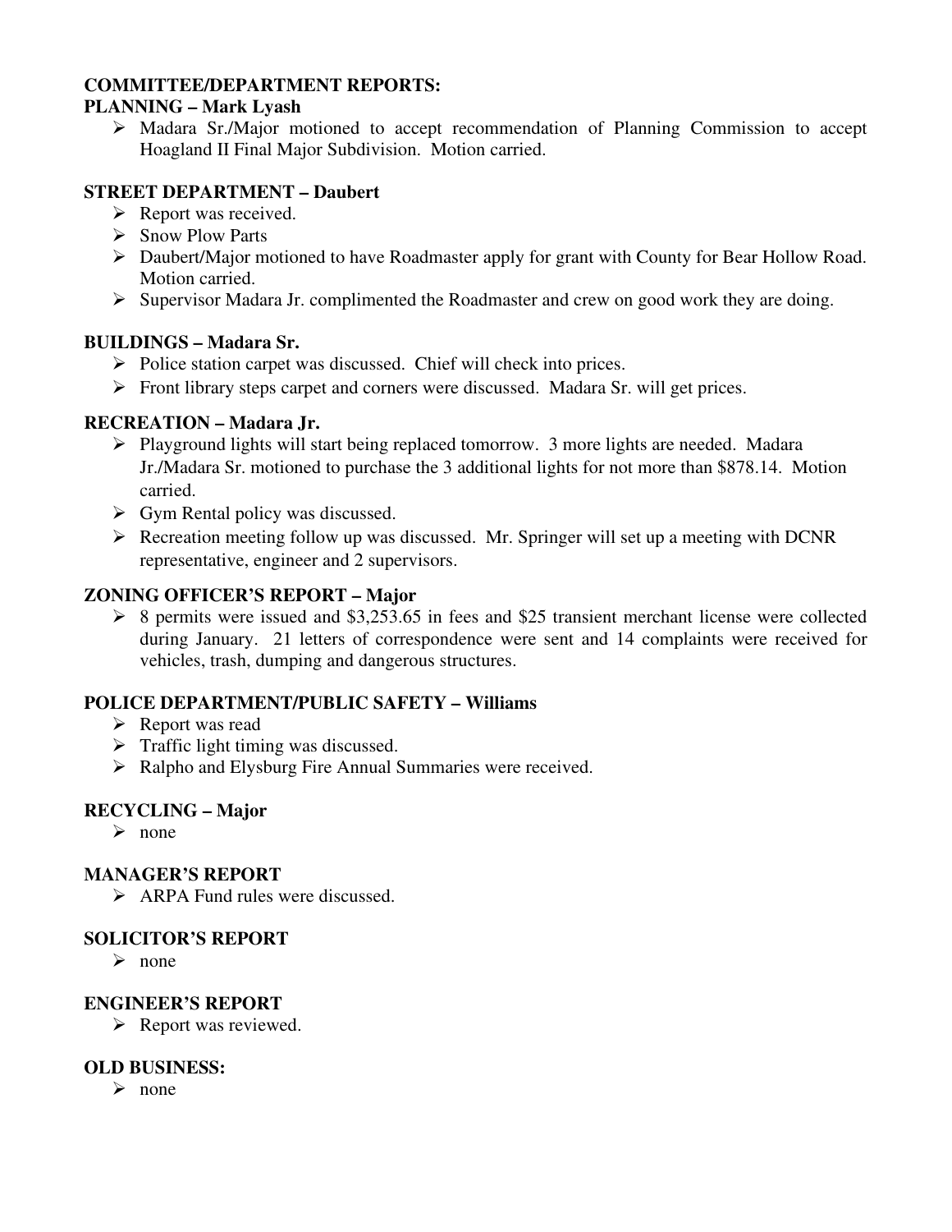**COMMITTEE/DEPARTMENT REPORTS:**

**PLANNING – Mark Lyash**

- Madara Sr./Major motioned to accept recommendation of Planning Commission to accept Hoagland II Final Major Subdivision. Motion carried.

**STREET DEPARTMENT – Daubert**

- Report was received.
- Snow Plow Parts
- Daubert/Major motioned to have Roadmaster apply for grant with County for Bear Hollow Road. Motion carried.
- Supervisor Madara Jr. complimented the Roadmaster and crew on good work they are doing.

**BUILDINGS – Madara Sr.**

- Police station carpet was discussed. Chief will check into prices.
- Front library steps carpet and corners were discussed. Madara Sr. will get prices.

**RECREATION – Madara Jr.**

- Playground lights will start being replaced tomorrow. 3 more lights are needed. Madara Jr./Madara Sr. motioned to purchase the 3 additional lights for not more than $878.14. Motion carried.
- Gym Rental policy was discussed.
- Recreation meeting follow up was discussed. Mr. Springer will set up a meeting with DCNR representative, engineer and 2 supervisors.

**ZONING OFFICER'S REPORT – Major**

- 8 permits were issued and $3,253.65 in fees and $25 transient merchant license were collected during January. 21 letters of correspondence were sent and 14 complaints were received for vehicles, trash, dumping and dangerous structures.

**POLICE DEPARTMENT/PUBLIC SAFETY – Williams**

- Report was read
- Traffic light timing was discussed.
- Ralpho and Elysburg Fire Annual Summaries were received.

**RECYCLING – Major**

- none

**MANAGER'S REPORT**

- ARPA Fund rules were discussed.

**SOLICITOR'S REPORT**

- none

**ENGINEER'S REPORT**

- Report was reviewed.

**OLD BUSINESS:**

- none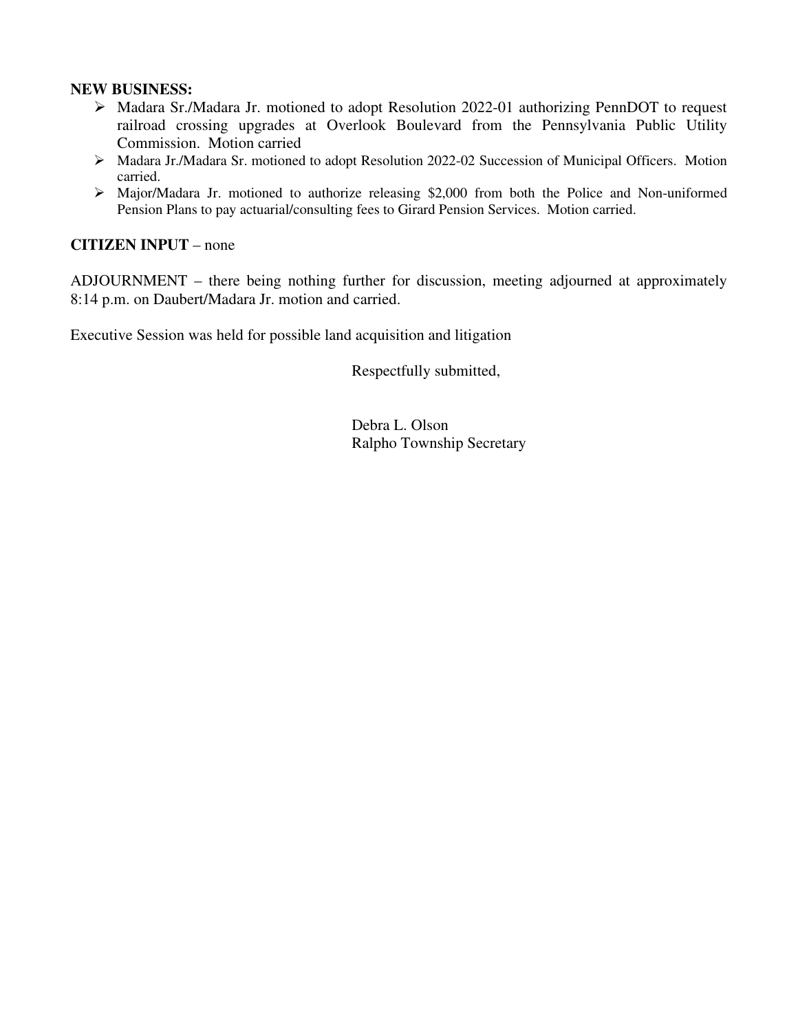**NEW BUSINESS:**

- Madara Sr./Madara Jr. motioned to adopt Resolution 2022-01 authorizing PennDOT to request railroad crossing upgrades at Overlook Boulevard from the Pennsylvania Public Utility Commission. Motion carried
- Madara Jr./Madara Sr. motioned to adopt Resolution 2022-02 Succession of Municipal Officers. Motion carried.
- Major/Madara Jr. motioned to authorize releasing $2,000 from both the Police and Non-uniformed Pension Plans to pay actuarial/consulting fees to Girard Pension Services. Motion carried.

**CITIZEN INPUT** – none

ADJOURNMENT – there being nothing further for discussion, meeting adjourned at approximately 8:14 p.m. on Daubert/Madara Jr. motion and carried.

Executive Session was held for possible land acquisition and litigation

Respectfully submitted,

Debra L. Olson
Ralpho Township Secretary